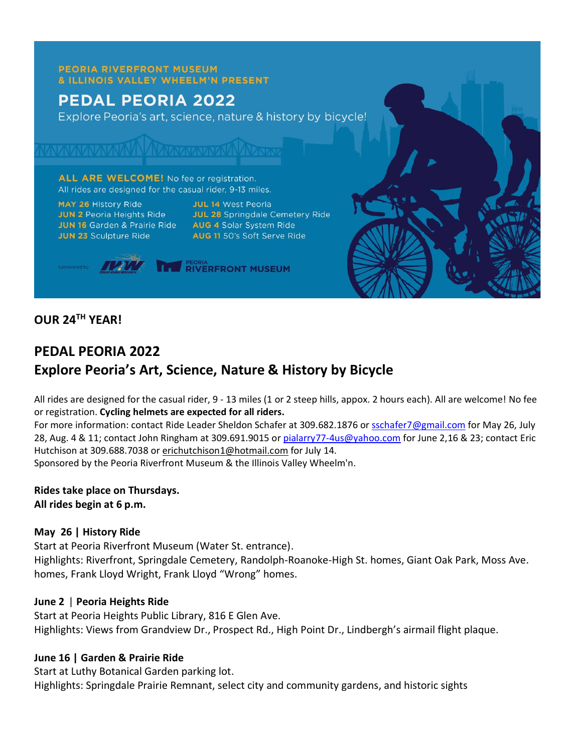PEORIA RIVERFRONT MUSEUM
& ILLINOIS VALLEY WHEELM'N PRESENT

# PEDAL PEORIA 2022

Explore Peoria's art, science, nature & history by bicycle!

**ALL ARE WELCOME!** No fee or registration.
All rides are designed for the casual rider, 9-13 miles.

**MAY 26** History Ride
**JUN 2** Peoria Heights Ride
**JUN 16** Garden & Prairie Ride
**JUN 23** Sculpture Ride
**JUL 14** West Peoria
**JUL 28** Springdale Cemetery Ride
**AUG 4** Solar System Ride
**AUG 11** 50's Soft Serve Ride

Sponsored by IVW PEORIA RIVERFRONT MUSEUM

**OUR 24TH YEAR!**

## PEDAL PEORIA 2022
## Explore Peoria's Art, Science, Nature & History by Bicycle

All rides are designed for the casual rider, 9 - 13 miles (1 or 2 steep hills, appox. 2 hours each). All are welcome! No fee or registration. **Cycling helmets are expected for all riders.**
For more information: contact Ride Leader Sheldon Schafer at 309.682.1876 or sschafer7@gmail.com for May 26, July 28, Aug. 4 & 11; contact John Ringham at 309.691.9015 or pialarry77-4us@yahoo.com for June 2,16 & 23; contact Eric Hutchison at 309.688.7038 or erichutchison1@hotmail.com for July 14.
Sponsored by the Peoria Riverfront Museum & the Illinois Valley Wheelm'n.

**Rides take place on Thursdays.**
**All rides begin at 6 p.m.**

**May 26 | History Ride**
Start at Peoria Riverfront Museum (Water St. entrance).
Highlights: Riverfront, Springdale Cemetery, Randolph-Roanoke-High St. homes, Giant Oak Park, Moss Ave. homes, Frank Lloyd Wright, Frank Lloyd "Wrong" homes.

**June 2 | Peoria Heights Ride**
Start at Peoria Heights Public Library, 816 E Glen Ave.
Highlights: Views from Grandview Dr., Prospect Rd., High Point Dr., Lindbergh's airmail flight plaque.

**June 16 | Garden & Prairie Ride**
Start at Luthy Botanical Garden parking lot.
Highlights: Springdale Prairie Remnant, select city and community gardens, and historic sights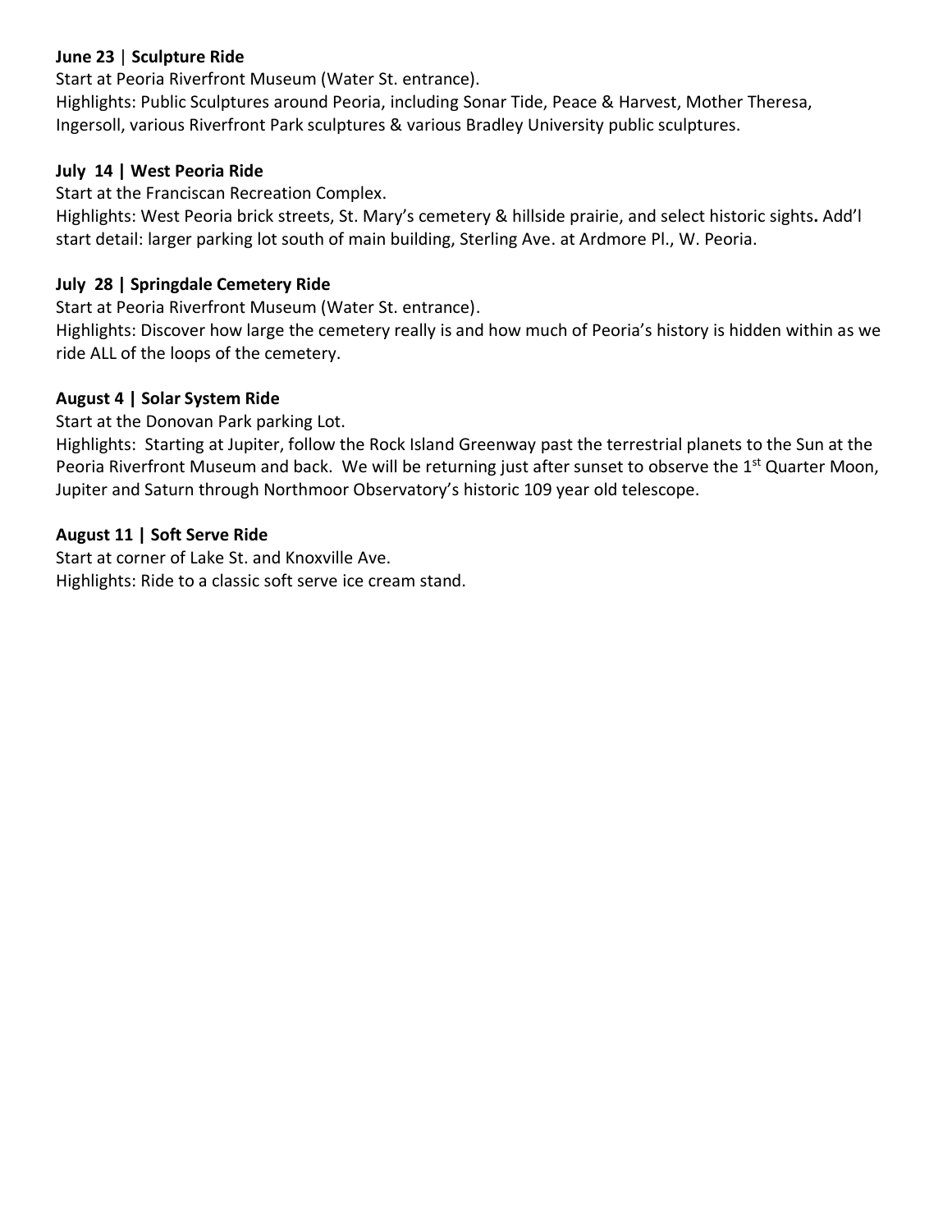**June 23 | Sculpture Ride**

Start at Peoria Riverfront Museum (Water St. entrance).

Highlights: Public Sculptures around Peoria, including Sonar Tide, Peace & Harvest, Mother Theresa, Ingersoll, various Riverfront Park sculptures & various Bradley University public sculptures.

**July 14 | West Peoria Ride**

Start at the Franciscan Recreation Complex.

Highlights: West Peoria brick streets, St. Mary's cemetery & hillside prairie, and select historic sights**.** Add'l start detail: larger parking lot south of main building, Sterling Ave. at Ardmore Pl., W. Peoria.

**July 28 | Springdale Cemetery Ride**

Start at Peoria Riverfront Museum (Water St. entrance).

Highlights: Discover how large the cemetery really is and how much of Peoria's history is hidden within as we ride ALL of the loops of the cemetery.

**August 4 | Solar System Ride**

Start at the Donovan Park parking Lot.

Highlights: Starting at Jupiter, follow the Rock Island Greenway past the terrestrial planets to the Sun at the Peoria Riverfront Museum and back. We will be returning just after sunset to observe the 1st Quarter Moon, Jupiter and Saturn through Northmoor Observatory's historic 109 year old telescope.

**August 11 | Soft Serve Ride**

Start at corner of Lake St. and Knoxville Ave.

Highlights: Ride to a classic soft serve ice cream stand.